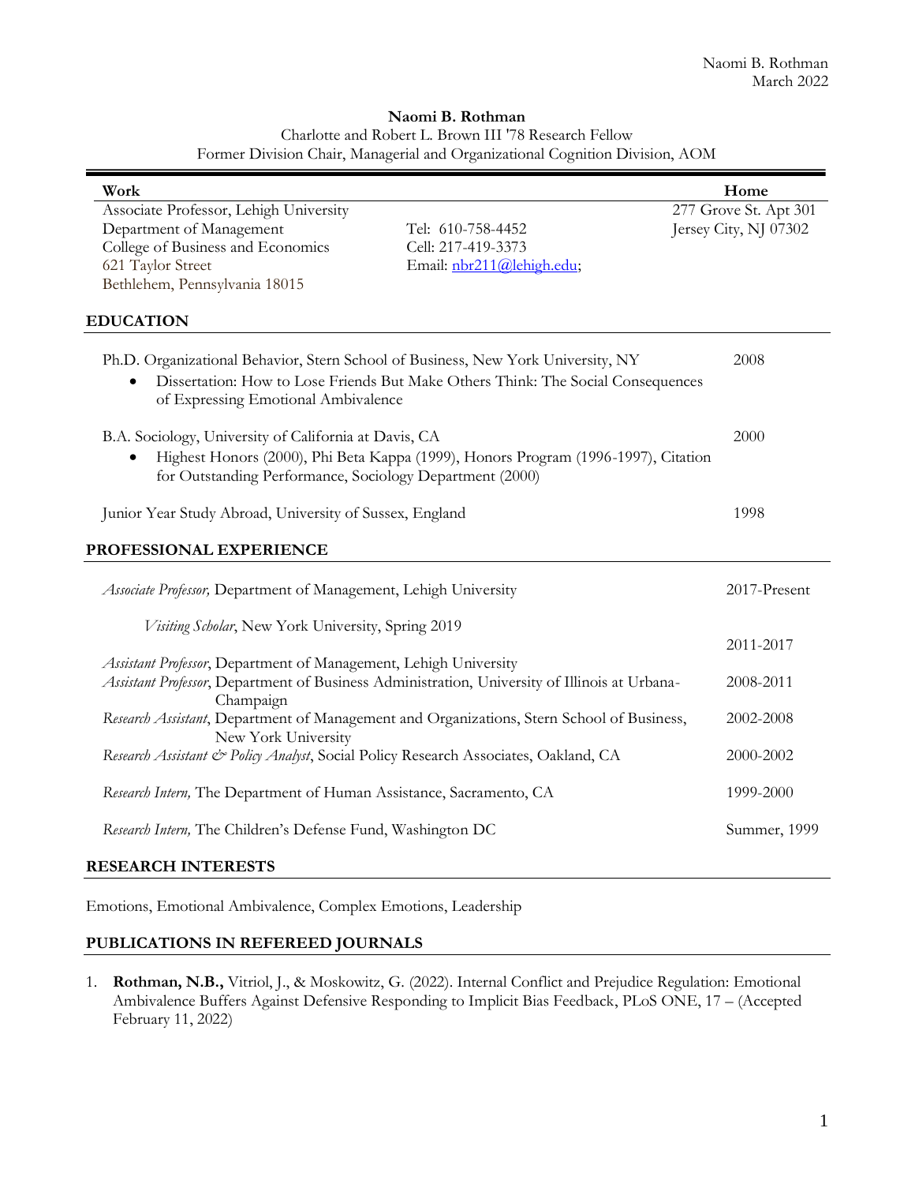Naomi B. Rothman
March 2022

# Naomi B. Rothman

Charlotte and Robert L. Brown III '78 Research Fellow
Former Division Chair, Managerial and Organizational Cognition Division, AOM

| Work | | Home |
| --- | --- | --- |
| Associate Professor, Lehigh University | | 277 Grove St. Apt 301 |
| Department of Management | Tel: 610-758-4452 | Jersey City, NJ 07302 |
| College of Business and Economics | Cell: 217-419-3373 | |
| 621 Taylor Street | Email: nbr211@lehigh.edu; | |
| Bethlehem, Pennsylvania 18015 | | |

## EDUCATION

Ph.D. Organizational Behavior, Stern School of Business, New York University, NY — 2008
- Dissertation: How to Lose Friends But Make Others Think: The Social Consequences of Expressing Emotional Ambivalence

B.A. Sociology, University of California at Davis, CA — 2000
- Highest Honors (2000), Phi Beta Kappa (1999), Honors Program (1996-1997), Citation for Outstanding Performance, Sociology Department (2000)

Junior Year Study Abroad, University of Sussex, England — 1998

## PROFESSIONAL EXPERIENCE

| | |
| --- | --- |
| *Associate Professor,* Department of Management, Lehigh University | 2017-Present |
| *Visiting Scholar*, New York University, Spring 2019 | |
| *Assistant Professor*, Department of Management, Lehigh University | 2011-2017 |
| *Assistant Professor*, Department of Business Administration, University of Illinois at Urbana-Champaign | 2008-2011 |
| *Research Assistant*, Department of Management and Organizations, Stern School of Business, New York University | 2002-2008 |
| *Research Assistant & Policy Analyst*, Social Policy Research Associates, Oakland, CA | 2000-2002 |
| *Research Intern,* The Department of Human Assistance, Sacramento, CA | 1999-2000 |
| *Research Intern,* The Children's Defense Fund, Washington DC | Summer, 1999 |

## RESEARCH INTERESTS

Emotions, Emotional Ambivalence, Complex Emotions, Leadership

## PUBLICATIONS IN REFEREED JOURNALS

1. **Rothman, N.B.,** Vitriol, J., & Moskowitz, G. (2022). Internal Conflict and Prejudice Regulation: Emotional Ambivalence Buffers Against Defensive Responding to Implicit Bias Feedback, PLoS ONE, 17 – (Accepted February 11, 2022)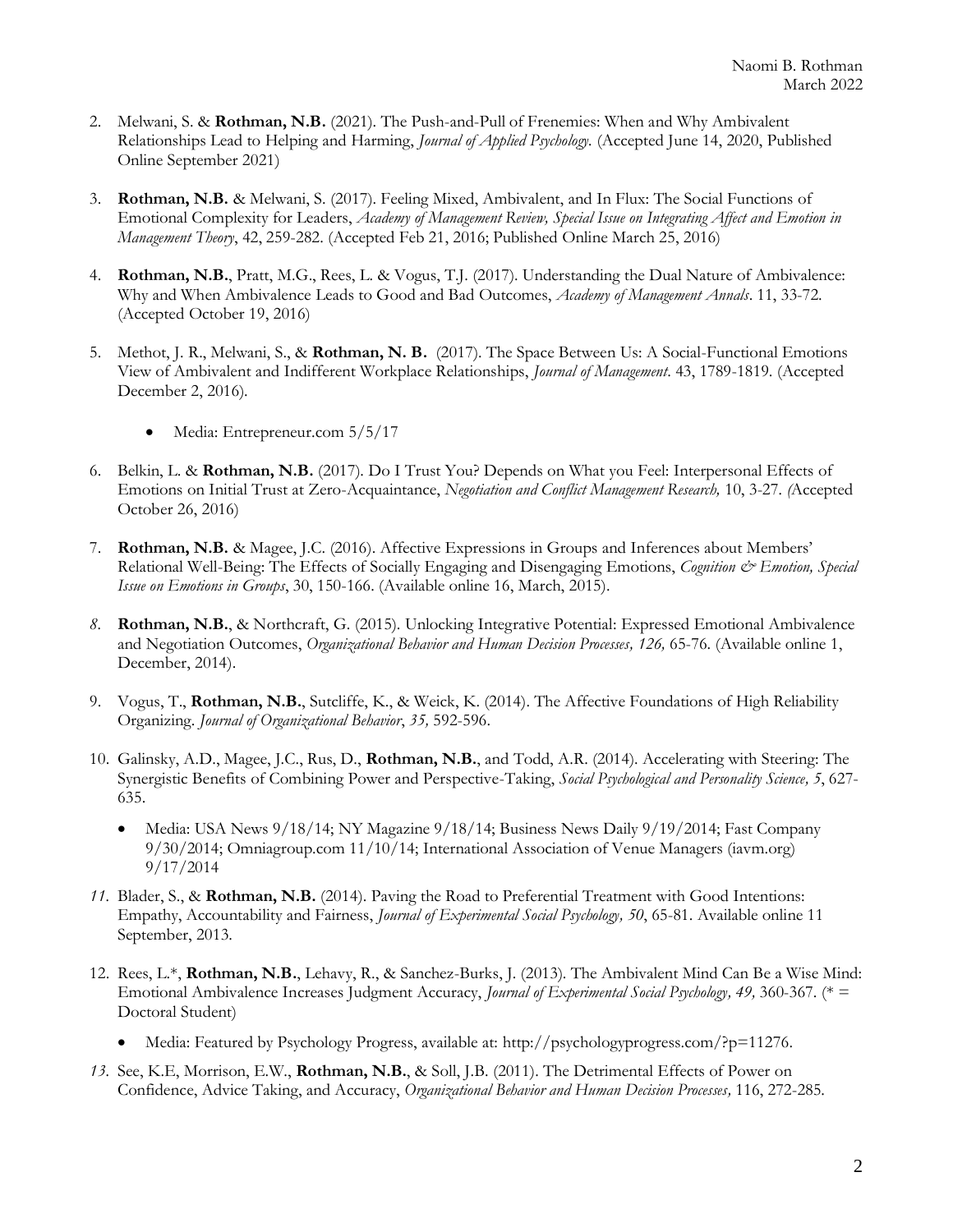2. Melwani, S. & **Rothman, N.B.** (2021). The Push-and-Pull of Frenemies: When and Why Ambivalent Relationships Lead to Helping and Harming, *Journal of Applied Psychology.* (Accepted June 14, 2020, Published Online September 2021)

3. **Rothman, N.B.** & Melwani, S. (2017). Feeling Mixed, Ambivalent, and In Flux: The Social Functions of Emotional Complexity for Leaders, *Academy of Management Review, Special Issue on Integrating Affect and Emotion in Management Theory*, 42, 259-282. (Accepted Feb 21, 2016; Published Online March 25, 2016)

4. **Rothman, N.B.**, Pratt, M.G., Rees, L. & Vogus, T.J. (2017). Understanding the Dual Nature of Ambivalence: Why and When Ambivalence Leads to Good and Bad Outcomes, *Academy of Management Annals*. 11, 33-72. (Accepted October 19, 2016)

5. Methot, J. R., Melwani, S., & **Rothman, N. B.** (2017). The Space Between Us: A Social-Functional Emotions View of Ambivalent and Indifferent Workplace Relationships, *Journal of Management*. 43, 1789-1819. (Accepted December 2, 2016).

   - Media: Entrepreneur.com 5/5/17

6. Belkin, L. & **Rothman, N.B.** (2017). Do I Trust You? Depends on What you Feel: Interpersonal Effects of Emotions on Initial Trust at Zero-Acquaintance, *Negotiation and Conflict Management Research,* 10, 3-27. *(*Accepted October 26, 2016)

7. **Rothman, N.B.** & Magee, J.C. (2016). Affective Expressions in Groups and Inferences about Members' Relational Well-Being: The Effects of Socially Engaging and Disengaging Emotions, *Cognition & Emotion, Special Issue on Emotions in Groups*, 30, 150-166. (Available online 16, March, 2015).

8. **Rothman, N.B.**, & Northcraft, G. (2015). Unlocking Integrative Potential: Expressed Emotional Ambivalence and Negotiation Outcomes, *Organizational Behavior and Human Decision Processes, 126,* 65-76. (Available online 1, December, 2014).

9. Vogus, T., **Rothman, N.B.**, Sutcliffe, K., & Weick, K. (2014). The Affective Foundations of High Reliability Organizing. *Journal of Organizational Behavior*, *35,* 592-596.

10. Galinsky, A.D., Magee, J.C., Rus, D., **Rothman, N.B.**, and Todd, A.R. (2014). Accelerating with Steering: The Synergistic Benefits of Combining Power and Perspective-Taking, *Social Psychological and Personality Science, 5*, 627-635.

    - Media: USA News 9/18/14; NY Magazine 9/18/14; Business News Daily 9/19/2014; Fast Company 9/30/2014; Omniagroup.com 11/10/14; International Association of Venue Managers (iavm.org) 9/17/2014

11. Blader, S., & **Rothman, N.B.** (2014). Paving the Road to Preferential Treatment with Good Intentions: Empathy, Accountability and Fairness, *Journal of Experimental Social Psychology, 50*, 65-81. Available online 11 September, 2013.

12. Rees, L.*, **Rothman, N.B.**, Lehavy, R., & Sanchez-Burks, J. (2013). The Ambivalent Mind Can Be a Wise Mind: Emotional Ambivalence Increases Judgment Accuracy, *Journal of Experimental Social Psychology, 49,* 360-367. (* = Doctoral Student)

    - Media: Featured by Psychology Progress, available at: http://psychologyprogress.com/?p=11276.

13. See, K.E, Morrison, E.W., **Rothman, N.B.**, & Soll, J.B. (2011). The Detrimental Effects of Power on Confidence, Advice Taking, and Accuracy, *Organizational Behavior and Human Decision Processes,* 116, 272-285.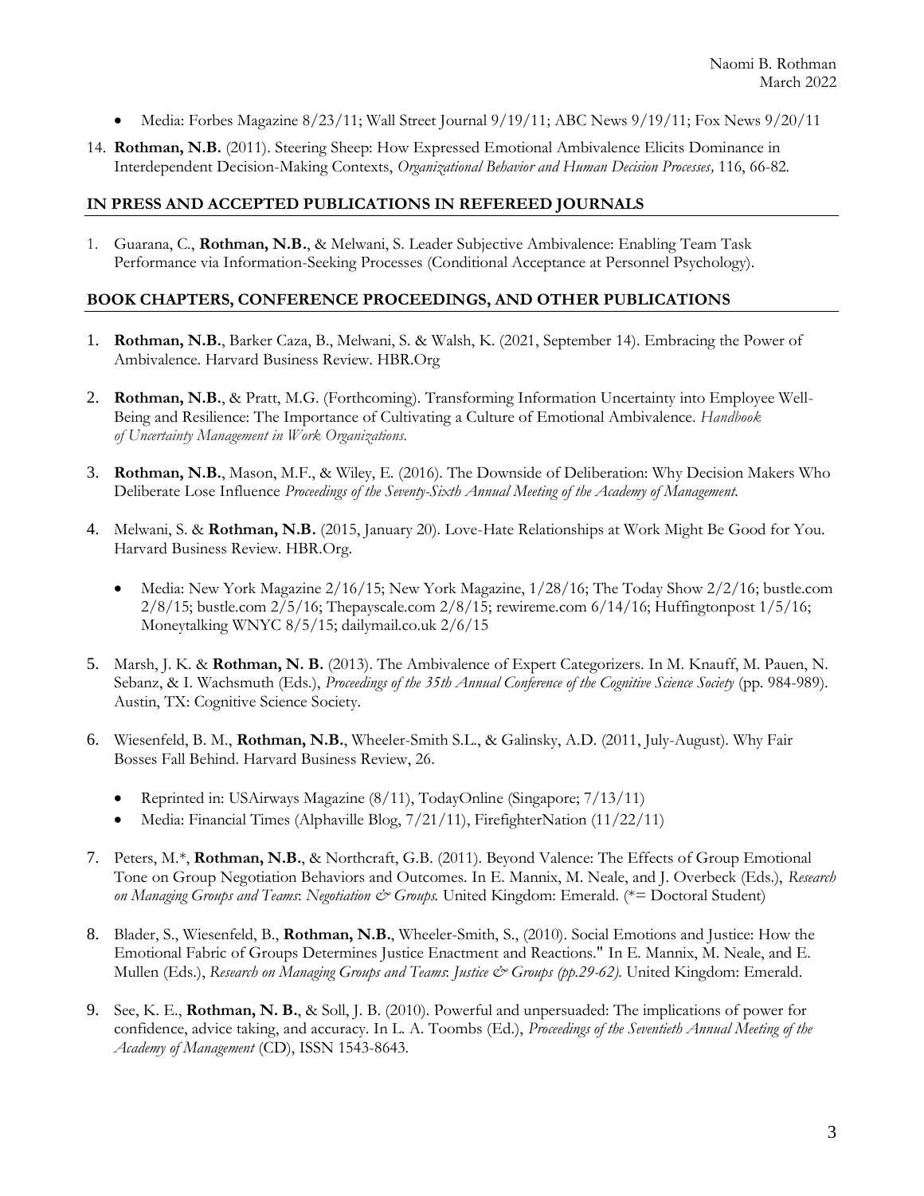- Media: Forbes Magazine 8/23/11; Wall Street Journal 9/19/11; ABC News 9/19/11; Fox News 9/20/11

14. **Rothman, N.B.** (2011). Steering Sheep: How Expressed Emotional Ambivalence Elicits Dominance in Interdependent Decision-Making Contexts, *Organizational Behavior and Human Decision Processes,* 116, 66-82.

## IN PRESS AND ACCEPTED PUBLICATIONS IN REFEREED JOURNALS

1. Guarana, C., **Rothman, N.B.**, & Melwani, S. Leader Subjective Ambivalence: Enabling Team Task Performance via Information-Seeking Processes (Conditional Acceptance at Personnel Psychology).

## BOOK CHAPTERS, CONFERENCE PROCEEDINGS, AND OTHER PUBLICATIONS

1. **Rothman, N.B.**, Barker Caza, B., Melwani, S. & Walsh, K. (2021, September 14). Embracing the Power of Ambivalence. Harvard Business Review. HBR.Org

2. **Rothman, N.B.**, & Pratt, M.G. (Forthcoming). Transforming Information Uncertainty into Employee Well-Being and Resilience: The Importance of Cultivating a Culture of Emotional Ambivalence. *Handbook of Uncertainty Management in Work Organizations*.

3. **Rothman, N.B.**, Mason, M.F., & Wiley, E. (2016). The Downside of Deliberation: Why Decision Makers Who Deliberate Lose Influence *Proceedings of the Seventy-Sixth Annual Meeting of the Academy of Management.*

4. Melwani, S. & **Rothman, N.B.** (2015, January 20). Love-Hate Relationships at Work Might Be Good for You. Harvard Business Review. HBR.Org.

   - Media: New York Magazine 2/16/15; New York Magazine, 1/28/16; The Today Show 2/2/16; bustle.com 2/8/15; bustle.com 2/5/16; Thepayscale.com 2/8/15; rewireme.com 6/14/16; Huffingtonpost 1/5/16; Moneytalking WNYC 8/5/15; dailymail.co.uk 2/6/15

5. Marsh, J. K. & **Rothman, N. B.** (2013). The Ambivalence of Expert Categorizers. In M. Knauff, M. Pauen, N. Sebanz, & I. Wachsmuth (Eds.), *Proceedings of the 35th Annual Conference of the Cognitive Science Society* (pp. 984-989). Austin, TX: Cognitive Science Society.

6. Wiesenfeld, B. M., **Rothman, N.B.**, Wheeler-Smith S.L., & Galinsky, A.D. (2011, July-August). Why Fair Bosses Fall Behind. Harvard Business Review, 26.

   - Reprinted in: USAirways Magazine (8/11), TodayOnline (Singapore; 7/13/11)
   - Media: Financial Times (Alphaville Blog, 7/21/11), FirefighterNation (11/22/11)

7. Peters, M.*, **Rothman, N.B.**, & Northcraft, G.B. (2011). Beyond Valence: The Effects of Group Emotional Tone on Group Negotiation Behaviors and Outcomes. In E. Mannix, M. Neale, and J. Overbeck (Eds.), *Research on Managing Groups and Teams*: *Negotiation & Groups.* United Kingdom: Emerald. (*= Doctoral Student)

8. Blader, S., Wiesenfeld, B., **Rothman, N.B.**, Wheeler-Smith, S., (2010). Social Emotions and Justice: How the Emotional Fabric of Groups Determines Justice Enactment and Reactions." In E. Mannix, M. Neale, and E. Mullen (Eds.), *Research on Managing Groups and Teams*: *Justice & Groups (pp.29-62).* United Kingdom: Emerald.

9. See, K. E., **Rothman, N. B.**, & Soll, J. B. (2010). Powerful and unpersuaded: The implications of power for confidence, advice taking, and accuracy. In L. A. Toombs (Ed.), *Proceedings of the Seventieth Annual Meeting of the Academy of Management* (CD), ISSN 1543-8643.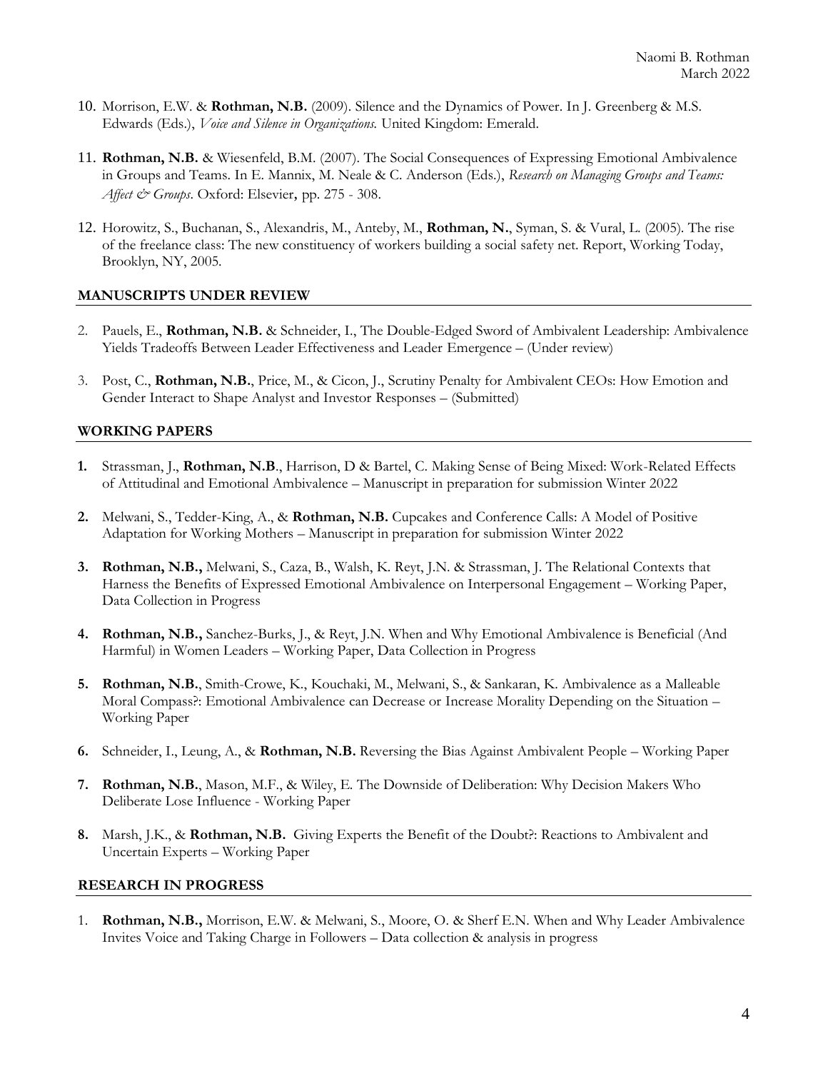10. Morrison, E.W. & **Rothman, N.B.** (2009). Silence and the Dynamics of Power. In J. Greenberg & M.S. Edwards (Eds.), *Voice and Silence in Organizations.* United Kingdom: Emerald.

11. **Rothman, N.B.** & Wiesenfeld, B.M. (2007). The Social Consequences of Expressing Emotional Ambivalence in Groups and Teams. In E. Mannix, M. Neale & C. Anderson (Eds.), *Research on Managing Groups and Teams: Affect & Groups*. Oxford: Elsevier, pp. 275 - 308.

12. Horowitz, S., Buchanan, S., Alexandris, M., Anteby, M., **Rothman, N.**, Syman, S. & Vural, L. (2005). The rise of the freelance class: The new constituency of workers building a social safety net. Report, Working Today, Brooklyn, NY, 2005.

## MANUSCRIPTS UNDER REVIEW

2. Pauels, E., **Rothman, N.B.** & Schneider, I., The Double-Edged Sword of Ambivalent Leadership: Ambivalence Yields Tradeoffs Between Leader Effectiveness and Leader Emergence – (Under review)

3. Post, C., **Rothman, N.B.**, Price, M., & Cicon, J., Scrutiny Penalty for Ambivalent CEOs: How Emotion and Gender Interact to Shape Analyst and Investor Responses – (Submitted)

## WORKING PAPERS

1. Strassman, J., **Rothman, N.B**., Harrison, D & Bartel, C. Making Sense of Being Mixed: Work-Related Effects of Attitudinal and Emotional Ambivalence – Manuscript in preparation for submission Winter 2022

2. Melwani, S., Tedder-King, A., & **Rothman, N.B.** Cupcakes and Conference Calls: A Model of Positive Adaptation for Working Mothers – Manuscript in preparation for submission Winter 2022

3. **Rothman, N.B.,** Melwani, S., Caza, B., Walsh, K. Reyt, J.N. & Strassman, J. The Relational Contexts that Harness the Benefits of Expressed Emotional Ambivalence on Interpersonal Engagement – Working Paper, Data Collection in Progress

4. **Rothman, N.B.,** Sanchez-Burks, J., & Reyt, J.N. When and Why Emotional Ambivalence is Beneficial (And Harmful) in Women Leaders – Working Paper, Data Collection in Progress

5. **Rothman, N.B.**, Smith-Crowe, K., Kouchaki, M., Melwani, S., & Sankaran, K. Ambivalence as a Malleable Moral Compass?: Emotional Ambivalence can Decrease or Increase Morality Depending on the Situation – Working Paper

6. Schneider, I., Leung, A., & **Rothman, N.B.** Reversing the Bias Against Ambivalent People – Working Paper

7. **Rothman, N.B.**, Mason, M.F., & Wiley, E. The Downside of Deliberation: Why Decision Makers Who Deliberate Lose Influence - Working Paper

8. Marsh, J.K., & **Rothman, N.B.** Giving Experts the Benefit of the Doubt?: Reactions to Ambivalent and Uncertain Experts – Working Paper

## RESEARCH IN PROGRESS

1. **Rothman, N.B.,** Morrison, E.W. & Melwani, S., Moore, O. & Sherf E.N. When and Why Leader Ambivalence Invites Voice and Taking Charge in Followers – Data collection & analysis in progress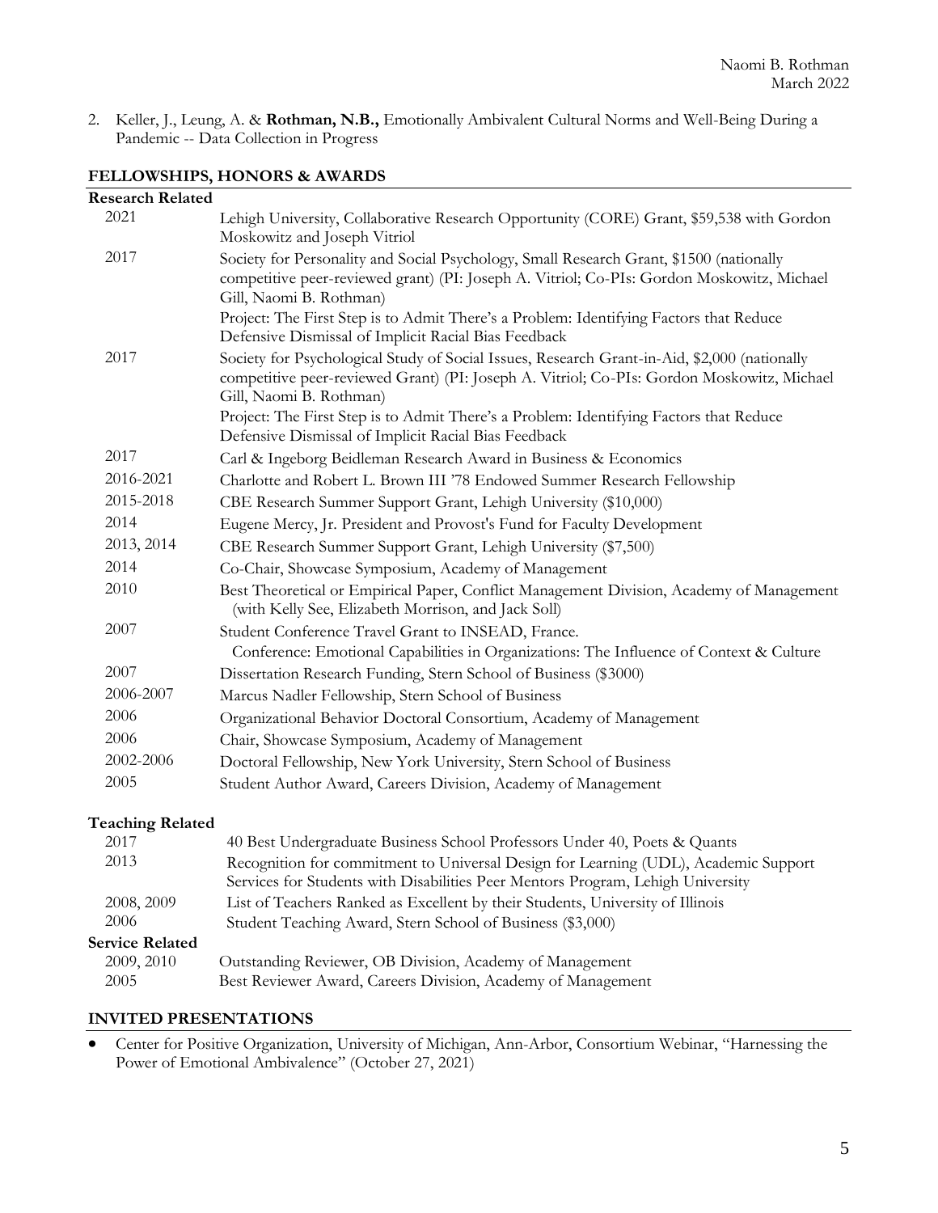2. Keller, J., Leung, A. & **Rothman, N.B.,** Emotionally Ambivalent Cultural Norms and Well-Being During a Pandemic -- Data Collection in Progress

## FELLOWSHIPS, HONORS & AWARDS

**Research Related**

| | |
|---|---|
| 2021 | Lehigh University, Collaborative Research Opportunity (CORE) Grant, $59,538 with Gordon Moskowitz and Joseph Vitriol |
| 2017 | Society for Personality and Social Psychology, Small Research Grant, $1500 (nationally competitive peer-reviewed grant) (PI: Joseph A. Vitriol; Co-PIs: Gordon Moskowitz, Michael Gill, Naomi B. Rothman)<br>Project: The First Step is to Admit There's a Problem: Identifying Factors that Reduce Defensive Dismissal of Implicit Racial Bias Feedback |
| 2017 | Society for Psychological Study of Social Issues, Research Grant-in-Aid, $2,000 (nationally competitive peer-reviewed Grant) (PI: Joseph A. Vitriol; Co-PIs: Gordon Moskowitz, Michael Gill, Naomi B. Rothman)<br>Project: The First Step is to Admit There's a Problem: Identifying Factors that Reduce Defensive Dismissal of Implicit Racial Bias Feedback |
| 2017 | Carl & Ingeborg Beidleman Research Award in Business & Economics |
| 2016-2021 | Charlotte and Robert L. Brown III '78 Endowed Summer Research Fellowship |
| 2015-2018 | CBE Research Summer Support Grant, Lehigh University ($10,000) |
| 2014 | Eugene Mercy, Jr. President and Provost's Fund for Faculty Development |
| 2013, 2014 | CBE Research Summer Support Grant, Lehigh University ($7,500) |
| 2014 | Co-Chair, Showcase Symposium, Academy of Management |
| 2010 | Best Theoretical or Empirical Paper, Conflict Management Division, Academy of Management (with Kelly See, Elizabeth Morrison, and Jack Soll) |
| 2007 | Student Conference Travel Grant to INSEAD, France.<br>Conference: Emotional Capabilities in Organizations: The Influence of Context & Culture |
| 2007 | Dissertation Research Funding, Stern School of Business ($3000) |
| 2006-2007 | Marcus Nadler Fellowship, Stern School of Business |
| 2006 | Organizational Behavior Doctoral Consortium, Academy of Management |
| 2006 | Chair, Showcase Symposium, Academy of Management |
| 2002-2006 | Doctoral Fellowship, New York University, Stern School of Business |
| 2005 | Student Author Award, Careers Division, Academy of Management |

**Teaching Related**

| | |
|---|---|
| 2017 | 40 Best Undergraduate Business School Professors Under 40, Poets & Quants |
| 2013 | Recognition for commitment to Universal Design for Learning (UDL), Academic Support Services for Students with Disabilities Peer Mentors Program, Lehigh University |
| 2008, 2009 | List of Teachers Ranked as Excellent by their Students, University of Illinois |
| 2006 | Student Teaching Award, Stern School of Business ($3,000) |

**Service Related**

| | |
|---|---|
| 2009, 2010 | Outstanding Reviewer, OB Division, Academy of Management |
| 2005 | Best Reviewer Award, Careers Division, Academy of Management |

## INVITED PRESENTATIONS

- Center for Positive Organization, University of Michigan, Ann-Arbor, Consortium Webinar, "Harnessing the Power of Emotional Ambivalence" (October 27, 2021)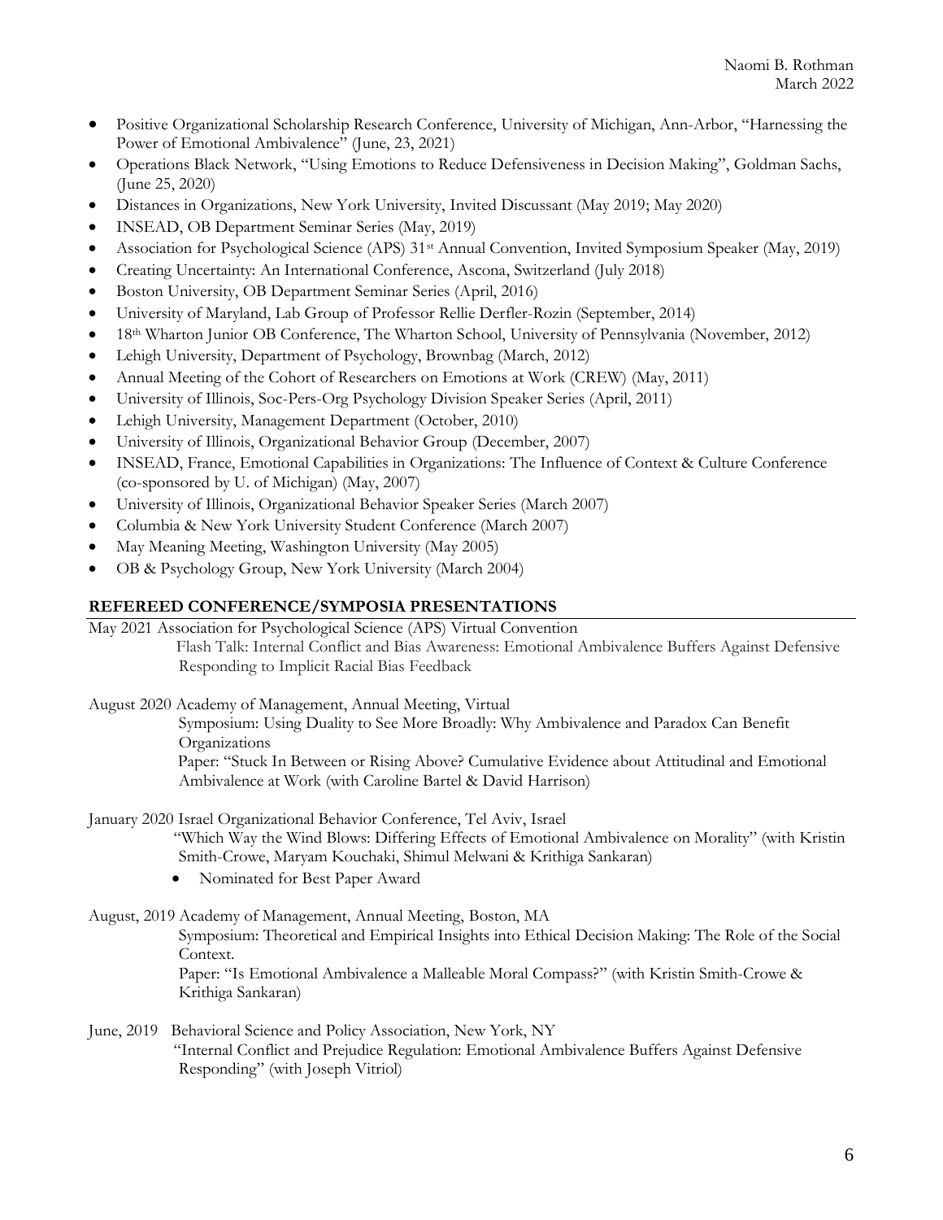- Positive Organizational Scholarship Research Conference, University of Michigan, Ann-Arbor, "Harnessing the Power of Emotional Ambivalence" (June, 23, 2021)
- Operations Black Network, "Using Emotions to Reduce Defensiveness in Decision Making", Goldman Sachs, (June 25, 2020)
- Distances in Organizations, New York University, Invited Discussant (May 2019; May 2020)
- INSEAD, OB Department Seminar Series (May, 2019)
- Association for Psychological Science (APS) 31st Annual Convention, Invited Symposium Speaker (May, 2019)
- Creating Uncertainty: An International Conference, Ascona, Switzerland (July 2018)
- Boston University, OB Department Seminar Series (April, 2016)
- University of Maryland, Lab Group of Professor Rellie Derfler-Rozin (September, 2014)
- 18th Wharton Junior OB Conference, The Wharton School, University of Pennsylvania (November, 2012)
- Lehigh University, Department of Psychology, Brownbag (March, 2012)
- Annual Meeting of the Cohort of Researchers on Emotions at Work (CREW) (May, 2011)
- University of Illinois, Soc-Pers-Org Psychology Division Speaker Series (April, 2011)
- Lehigh University, Management Department (October, 2010)
- University of Illinois, Organizational Behavior Group (December, 2007)
- INSEAD, France, Emotional Capabilities in Organizations: The Influence of Context & Culture Conference (co-sponsored by U. of Michigan) (May, 2007)
- University of Illinois, Organizational Behavior Speaker Series (March 2007)
- Columbia & New York University Student Conference (March 2007)
- May Meaning Meeting, Washington University (May 2005)
- OB & Psychology Group, New York University (March 2004)

## REFEREED CONFERENCE/SYMPOSIA PRESENTATIONS

May 2021 Association for Psychological Science (APS) Virtual Convention
Flash Talk: Internal Conflict and Bias Awareness: Emotional Ambivalence Buffers Against Defensive Responding to Implicit Racial Bias Feedback

August 2020 Academy of Management, Annual Meeting, Virtual
Symposium: Using Duality to See More Broadly: Why Ambivalence and Paradox Can Benefit Organizations
Paper: "Stuck In Between or Rising Above? Cumulative Evidence about Attitudinal and Emotional Ambivalence at Work (with Caroline Bartel & David Harrison)

January 2020 Israel Organizational Behavior Conference, Tel Aviv, Israel
"Which Way the Wind Blows: Differing Effects of Emotional Ambivalence on Morality" (with Kristin Smith-Crowe, Maryam Kouchaki, Shimul Melwani & Krithiga Sankaran)

- Nominated for Best Paper Award

August, 2019 Academy of Management, Annual Meeting, Boston, MA
Symposium: Theoretical and Empirical Insights into Ethical Decision Making: The Role of the Social Context.
Paper: "Is Emotional Ambivalence a Malleable Moral Compass?" (with Kristin Smith-Crowe & Krithiga Sankaran)

June, 2019 Behavioral Science and Policy Association, New York, NY
"Internal Conflict and Prejudice Regulation: Emotional Ambivalence Buffers Against Defensive Responding" (with Joseph Vitriol)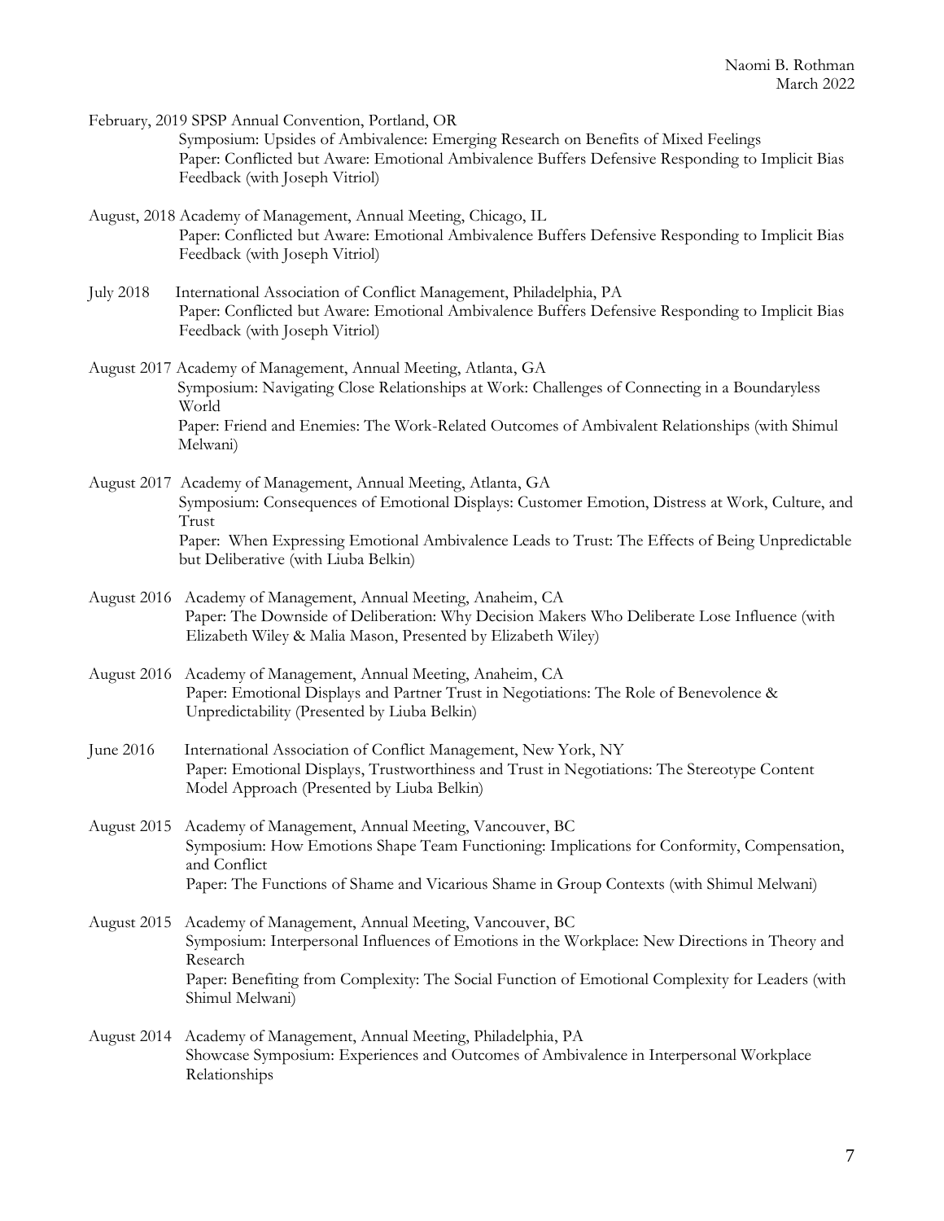February, 2019 SPSP Annual Convention, Portland, OR
Symposium: Upsides of Ambivalence: Emerging Research on Benefits of Mixed Feelings
Paper: Conflicted but Aware: Emotional Ambivalence Buffers Defensive Responding to Implicit Bias Feedback (with Joseph Vitriol)

August, 2018 Academy of Management, Annual Meeting, Chicago, IL
Paper: Conflicted but Aware: Emotional Ambivalence Buffers Defensive Responding to Implicit Bias Feedback (with Joseph Vitriol)

July 2018 International Association of Conflict Management, Philadelphia, PA
Paper: Conflicted but Aware: Emotional Ambivalence Buffers Defensive Responding to Implicit Bias Feedback (with Joseph Vitriol)

August 2017 Academy of Management, Annual Meeting, Atlanta, GA
Symposium: Navigating Close Relationships at Work: Challenges of Connecting in a Boundaryless World
Paper: Friend and Enemies: The Work-Related Outcomes of Ambivalent Relationships (with Shimul Melwani)

August 2017 Academy of Management, Annual Meeting, Atlanta, GA
Symposium: Consequences of Emotional Displays: Customer Emotion, Distress at Work, Culture, and Trust
Paper: When Expressing Emotional Ambivalence Leads to Trust: The Effects of Being Unpredictable but Deliberative (with Liuba Belkin)

August 2016 Academy of Management, Annual Meeting, Anaheim, CA
Paper: The Downside of Deliberation: Why Decision Makers Who Deliberate Lose Influence (with Elizabeth Wiley & Malia Mason, Presented by Elizabeth Wiley)

August 2016 Academy of Management, Annual Meeting, Anaheim, CA
Paper: Emotional Displays and Partner Trust in Negotiations: The Role of Benevolence & Unpredictability (Presented by Liuba Belkin)

June 2016 International Association of Conflict Management, New York, NY
Paper: Emotional Displays, Trustworthiness and Trust in Negotiations: The Stereotype Content Model Approach (Presented by Liuba Belkin)

August 2015 Academy of Management, Annual Meeting, Vancouver, BC
Symposium: How Emotions Shape Team Functioning: Implications for Conformity, Compensation, and Conflict
Paper: The Functions of Shame and Vicarious Shame in Group Contexts (with Shimul Melwani)

August 2015 Academy of Management, Annual Meeting, Vancouver, BC
Symposium: Interpersonal Influences of Emotions in the Workplace: New Directions in Theory and Research
Paper: Benefiting from Complexity: The Social Function of Emotional Complexity for Leaders (with Shimul Melwani)

August 2014 Academy of Management, Annual Meeting, Philadelphia, PA
Showcase Symposium: Experiences and Outcomes of Ambivalence in Interpersonal Workplace Relationships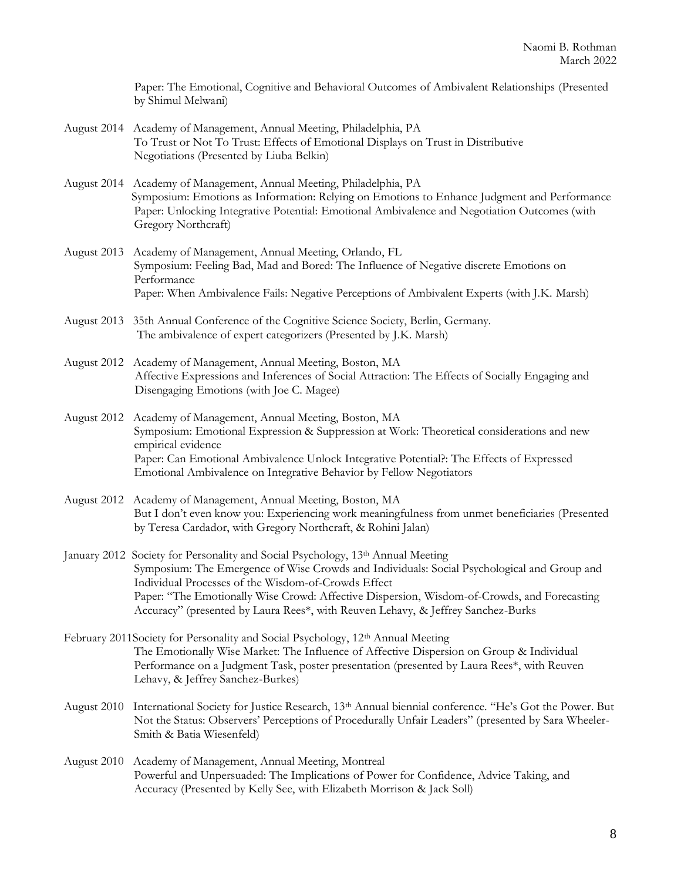Paper: The Emotional, Cognitive and Behavioral Outcomes of Ambivalent Relationships (Presented by Shimul Melwani)

August 2014 Academy of Management, Annual Meeting, Philadelphia, PA
To Trust or Not To Trust: Effects of Emotional Displays on Trust in Distributive Negotiations (Presented by Liuba Belkin)

August 2014 Academy of Management, Annual Meeting, Philadelphia, PA
Symposium: Emotions as Information: Relying on Emotions to Enhance Judgment and Performance
Paper: Unlocking Integrative Potential: Emotional Ambivalence and Negotiation Outcomes (with Gregory Northcraft)

August 2013 Academy of Management, Annual Meeting, Orlando, FL
Symposium: Feeling Bad, Mad and Bored: The Influence of Negative discrete Emotions on Performance
Paper: When Ambivalence Fails: Negative Perceptions of Ambivalent Experts (with J.K. Marsh)

August 2013 35th Annual Conference of the Cognitive Science Society, Berlin, Germany.
The ambivalence of expert categorizers (Presented by J.K. Marsh)

August 2012 Academy of Management, Annual Meeting, Boston, MA
Affective Expressions and Inferences of Social Attraction: The Effects of Socially Engaging and Disengaging Emotions (with Joe C. Magee)

August 2012 Academy of Management, Annual Meeting, Boston, MA
Symposium: Emotional Expression & Suppression at Work: Theoretical considerations and new empirical evidence
Paper: Can Emotional Ambivalence Unlock Integrative Potential?: The Effects of Expressed Emotional Ambivalence on Integrative Behavior by Fellow Negotiators

August 2012 Academy of Management, Annual Meeting, Boston, MA
But I don't even know you: Experiencing work meaningfulness from unmet beneficiaries (Presented by Teresa Cardador, with Gregory Northcraft, & Rohini Jalan)

January 2012 Society for Personality and Social Psychology, 13th Annual Meeting
Symposium: The Emergence of Wise Crowds and Individuals: Social Psychological and Group and Individual Processes of the Wisdom-of-Crowds Effect
Paper: "The Emotionally Wise Crowd: Affective Dispersion, Wisdom-of-Crowds, and Forecasting Accuracy" (presented by Laura Rees*, with Reuven Lehavy, & Jeffrey Sanchez-Burks

February 2011 Society for Personality and Social Psychology, 12th Annual Meeting
The Emotionally Wise Market: The Influence of Affective Dispersion on Group & Individual Performance on a Judgment Task, poster presentation (presented by Laura Rees*, with Reuven Lehavy, & Jeffrey Sanchez-Burkes)

August 2010 International Society for Justice Research, 13th Annual biennial conference. "He's Got the Power. But Not the Status: Observers' Perceptions of Procedurally Unfair Leaders" (presented by Sara Wheeler-Smith & Batia Wiesenfeld)

August 2010 Academy of Management, Annual Meeting, Montreal
Powerful and Unpersuaded: The Implications of Power for Confidence, Advice Taking, and Accuracy (Presented by Kelly See, with Elizabeth Morrison & Jack Soll)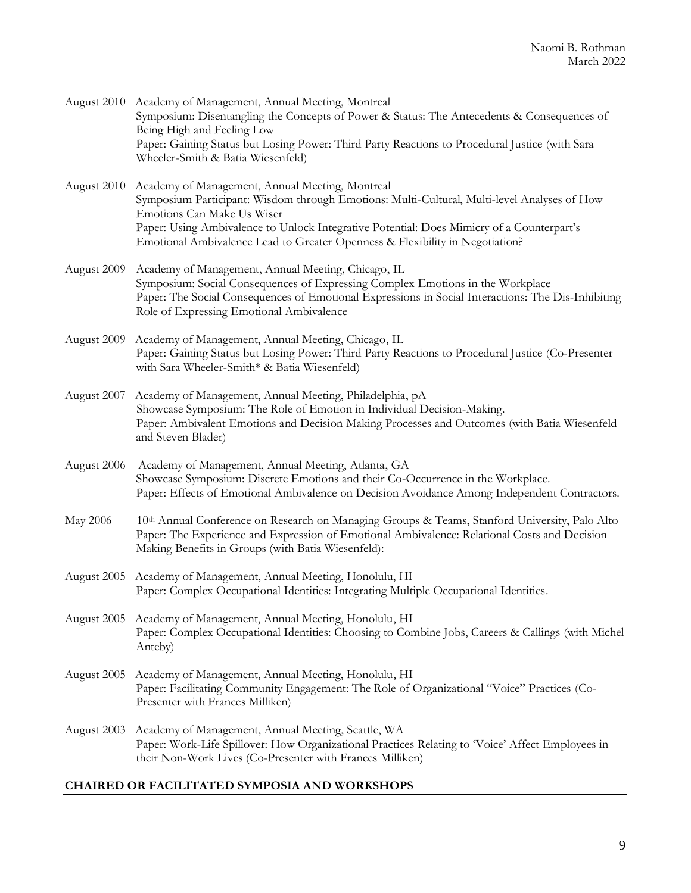August 2010 Academy of Management, Annual Meeting, Montreal
Symposium: Disentangling the Concepts of Power & Status: The Antecedents & Consequences of Being High and Feeling Low
Paper: Gaining Status but Losing Power: Third Party Reactions to Procedural Justice (with Sara Wheeler-Smith & Batia Wiesenfeld)

August 2010 Academy of Management, Annual Meeting, Montreal
Symposium Participant: Wisdom through Emotions: Multi-Cultural, Multi-level Analyses of How Emotions Can Make Us Wiser
Paper: Using Ambivalence to Unlock Integrative Potential: Does Mimicry of a Counterpart's Emotional Ambivalence Lead to Greater Openness & Flexibility in Negotiation?

August 2009 Academy of Management, Annual Meeting, Chicago, IL
Symposium: Social Consequences of Expressing Complex Emotions in the Workplace
Paper: The Social Consequences of Emotional Expressions in Social Interactions: The Dis-Inhibiting Role of Expressing Emotional Ambivalence

August 2009 Academy of Management, Annual Meeting, Chicago, IL
Paper: Gaining Status but Losing Power: Third Party Reactions to Procedural Justice (Co-Presenter with Sara Wheeler-Smith* & Batia Wiesenfeld)

August 2007 Academy of Management, Annual Meeting, Philadelphia, pA
Showcase Symposium: The Role of Emotion in Individual Decision-Making.
Paper: Ambivalent Emotions and Decision Making Processes and Outcomes (with Batia Wiesenfeld and Steven Blader)

August 2006 Academy of Management, Annual Meeting, Atlanta, GA
Showcase Symposium: Discrete Emotions and their Co-Occurrence in the Workplace.
Paper: Effects of Emotional Ambivalence on Decision Avoidance Among Independent Contractors.

May 2006 10th Annual Conference on Research on Managing Groups & Teams, Stanford University, Palo Alto
Paper: The Experience and Expression of Emotional Ambivalence: Relational Costs and Decision Making Benefits in Groups (with Batia Wiesenfeld):

August 2005 Academy of Management, Annual Meeting, Honolulu, HI
Paper: Complex Occupational Identities: Integrating Multiple Occupational Identities.

August 2005 Academy of Management, Annual Meeting, Honolulu, HI
Paper: Complex Occupational Identities: Choosing to Combine Jobs, Careers & Callings (with Michel Anteby)

August 2005 Academy of Management, Annual Meeting, Honolulu, HI
Paper: Facilitating Community Engagement: The Role of Organizational "Voice" Practices (Co-Presenter with Frances Milliken)

August 2003 Academy of Management, Annual Meeting, Seattle, WA
Paper: Work-Life Spillover: How Organizational Practices Relating to 'Voice' Affect Employees in their Non-Work Lives (Co-Presenter with Frances Milliken)

## CHAIRED OR FACILITATED SYMPOSIA AND WORKSHOPS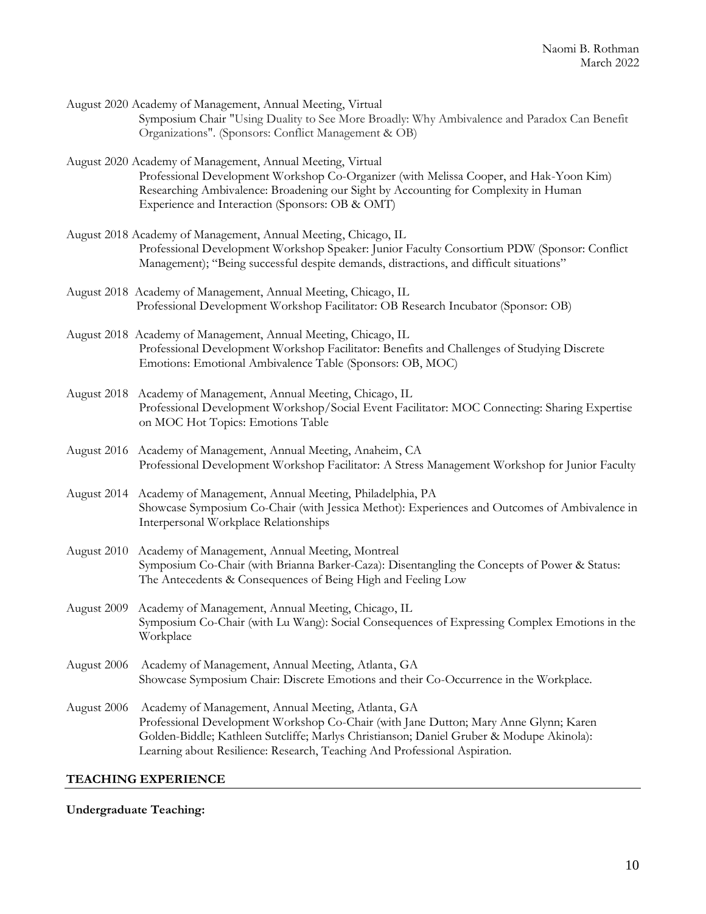August 2020 Academy of Management, Annual Meeting, Virtual
Symposium Chair "Using Duality to See More Broadly: Why Ambivalence and Paradox Can Benefit Organizations". (Sponsors: Conflict Management & OB)

August 2020 Academy of Management, Annual Meeting, Virtual
Professional Development Workshop Co-Organizer (with Melissa Cooper, and Hak-Yoon Kim) Researching Ambivalence: Broadening our Sight by Accounting for Complexity in Human Experience and Interaction (Sponsors: OB & OMT)

August 2018 Academy of Management, Annual Meeting, Chicago, IL
Professional Development Workshop Speaker: Junior Faculty Consortium PDW (Sponsor: Conflict Management); "Being successful despite demands, distractions, and difficult situations"

August 2018 Academy of Management, Annual Meeting, Chicago, IL
Professional Development Workshop Facilitator: OB Research Incubator (Sponsor: OB)

August 2018 Academy of Management, Annual Meeting, Chicago, IL
Professional Development Workshop Facilitator: Benefits and Challenges of Studying Discrete Emotions: Emotional Ambivalence Table (Sponsors: OB, MOC)

August 2018 Academy of Management, Annual Meeting, Chicago, IL
Professional Development Workshop/Social Event Facilitator: MOC Connecting: Sharing Expertise on MOC Hot Topics: Emotions Table

August 2016 Academy of Management, Annual Meeting, Anaheim, CA
Professional Development Workshop Facilitator: A Stress Management Workshop for Junior Faculty

August 2014 Academy of Management, Annual Meeting, Philadelphia, PA
Showcase Symposium Co-Chair (with Jessica Methot): Experiences and Outcomes of Ambivalence in Interpersonal Workplace Relationships

August 2010 Academy of Management, Annual Meeting, Montreal
Symposium Co-Chair (with Brianna Barker-Caza): Disentangling the Concepts of Power & Status: The Antecedents & Consequences of Being High and Feeling Low

August 2009 Academy of Management, Annual Meeting, Chicago, IL
Symposium Co-Chair (with Lu Wang): Social Consequences of Expressing Complex Emotions in the Workplace

August 2006 Academy of Management, Annual Meeting, Atlanta, GA
Showcase Symposium Chair: Discrete Emotions and their Co-Occurrence in the Workplace.

August 2006 Academy of Management, Annual Meeting, Atlanta, GA
Professional Development Workshop Co-Chair (with Jane Dutton; Mary Anne Glynn; Karen Golden-Biddle; Kathleen Sutcliffe; Marlys Christianson; Daniel Gruber & Modupe Akinola): Learning about Resilience: Research, Teaching And Professional Aspiration.

## TEACHING EXPERIENCE

**Undergraduate Teaching:**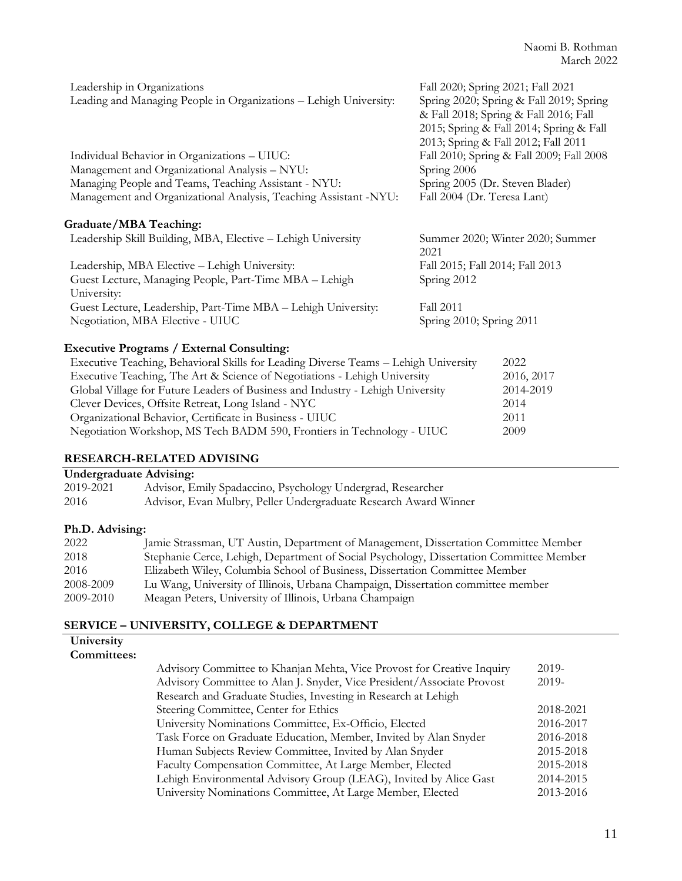| | |
|---|---|
| Leadership in Organizations | Fall 2020; Spring 2021; Fall 2021 |
| Leading and Managing People in Organizations – Lehigh University: | Spring 2020; Spring & Fall 2019; Spring & Fall 2018; Spring & Fall 2016; Fall 2015; Spring & Fall 2014; Spring & Fall 2013; Spring & Fall 2012; Fall 2011 |
| Individual Behavior in Organizations – UIUC: | Fall 2010; Spring & Fall 2009; Fall 2008 |
| Management and Organizational Analysis – NYU: | Spring 2006 |
| Managing People and Teams, Teaching Assistant - NYU: | Spring 2005 (Dr. Steven Blader) |
| Management and Organizational Analysis, Teaching Assistant -NYU: | Fall 2004 (Dr. Teresa Lant) |

**Graduate/MBA Teaching:**

| | |
|---|---|
| Leadership Skill Building, MBA, Elective – Lehigh University | Summer 2020; Winter 2020; Summer 2021 |
| Leadership, MBA Elective – Lehigh University: | Fall 2015; Fall 2014; Fall 2013 |
| Guest Lecture, Managing People, Part-Time MBA – Lehigh University: | Spring 2012 |
| Guest Lecture, Leadership, Part-Time MBA – Lehigh University: | Fall 2011 |
| Negotiation, MBA Elective - UIUC | Spring 2010; Spring 2011 |

**Executive Programs / External Consulting:**

| | |
|---|---|
| Executive Teaching, Behavioral Skills for Leading Diverse Teams – Lehigh University | 2022 |
| Executive Teaching, The Art & Science of Negotiations - Lehigh University | 2016, 2017 |
| Global Village for Future Leaders of Business and Industry - Lehigh University | 2014-2019 |
| Clever Devices, Offsite Retreat, Long Island - NYC | 2014 |
| Organizational Behavior, Certificate in Business - UIUC | 2011 |
| Negotiation Workshop, MS Tech BADM 590, Frontiers in Technology - UIUC | 2009 |

## RESEARCH-RELATED ADVISING

**Undergraduate Advising:**

| | |
|---|---|
| 2019-2021 | Advisor, Emily Spadaccino, Psychology Undergrad, Researcher |
| 2016 | Advisor, Evan Mulbry, Peller Undergraduate Research Award Winner |

**Ph.D. Advising:**

| | |
|---|---|
| 2022 | Jamie Strassman, UT Austin, Department of Management, Dissertation Committee Member |
| 2018 | Stephanie Cerce, Lehigh, Department of Social Psychology, Dissertation Committee Member |
| 2016 | Elizabeth Wiley, Columbia School of Business, Dissertation Committee Member |
| 2008-2009 | Lu Wang, University of Illinois, Urbana Champaign, Dissertation committee member |
| 2009-2010 | Meagan Peters, University of Illinois, Urbana Champaign |

## SERVICE – UNIVERSITY, COLLEGE & DEPARTMENT

**University Committees:**

| | |
|---|---|
| Advisory Committee to Khanjan Mehta, Vice Provost for Creative Inquiry | 2019- |
| Advisory Committee to Alan J. Snyder, Vice President/Associate Provost Research and Graduate Studies, Investing in Research at Lehigh | 2019- |
| Steering Committee, Center for Ethics | 2018-2021 |
| University Nominations Committee, Ex-Officio, Elected | 2016-2017 |
| Task Force on Graduate Education, Member, Invited by Alan Snyder | 2016-2018 |
| Human Subjects Review Committee, Invited by Alan Snyder | 2015-2018 |
| Faculty Compensation Committee, At Large Member, Elected | 2015-2018 |
| Lehigh Environmental Advisory Group (LEAG), Invited by Alice Gast | 2014-2015 |
| University Nominations Committee, At Large Member, Elected | 2013-2016 |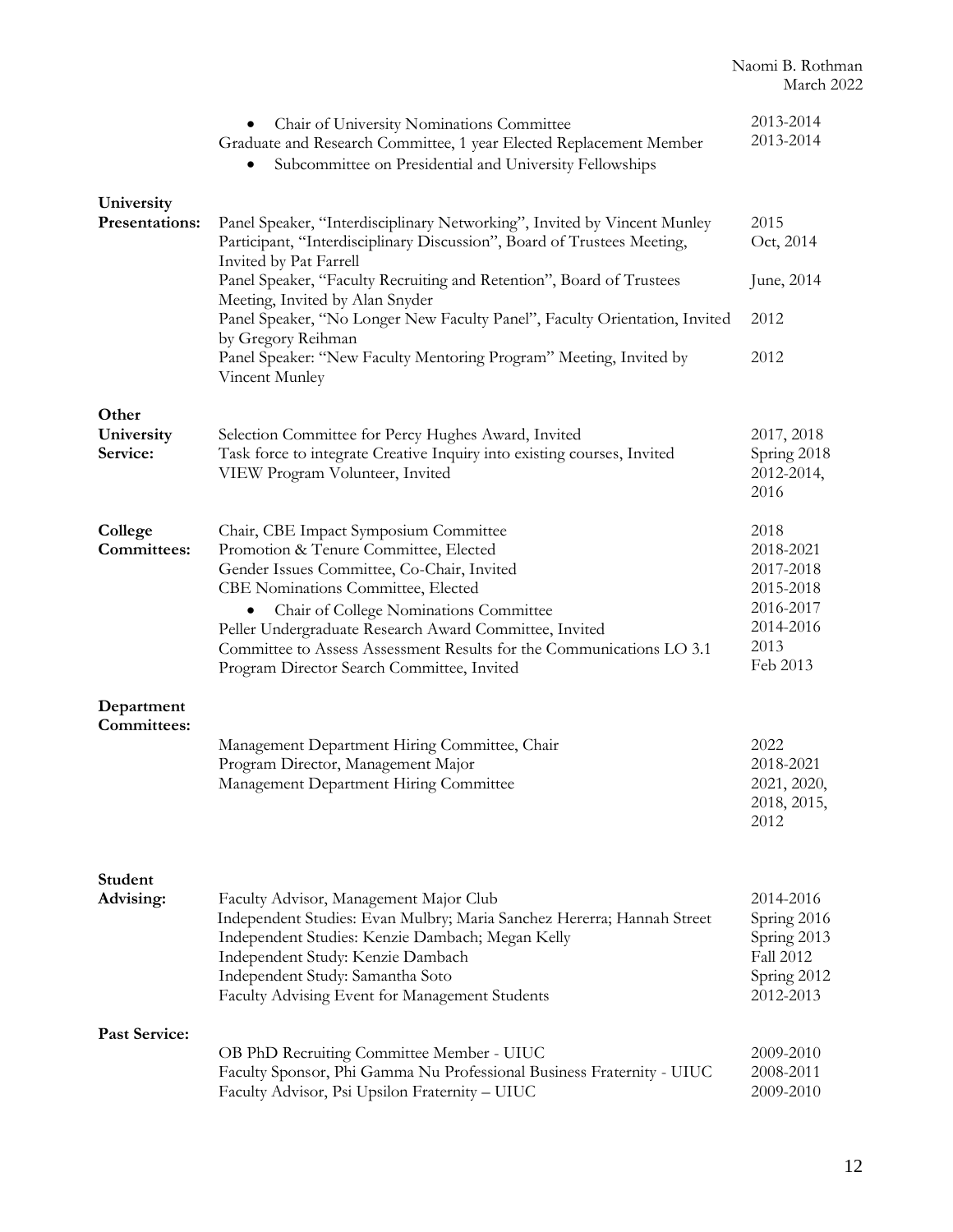- Chair of University Nominations Committee — 2013-2014

Graduate and Research Committee, 1 year Elected Replacement Member — 2013-2014

- Subcommittee on Presidential and University Fellowships

**University Presentations:**

| | |
|---|---|
| Panel Speaker, "Interdisciplinary Networking", Invited by Vincent Munley | 2015 |
| Participant, "Interdisciplinary Discussion", Board of Trustees Meeting, Invited by Pat Farrell | Oct, 2014 |
| Panel Speaker, "Faculty Recruiting and Retention", Board of Trustees Meeting, Invited by Alan Snyder | June, 2014 |
| Panel Speaker, "No Longer New Faculty Panel", Faculty Orientation, Invited by Gregory Reihman | 2012 |
| Panel Speaker: "New Faculty Mentoring Program" Meeting, Invited by Vincent Munley | 2012 |

**Other University Service:**

| | |
|---|---|
| Selection Committee for Percy Hughes Award, Invited | 2017, 2018 |
| Task force to integrate Creative Inquiry into existing courses, Invited | Spring 2018 |
| VIEW Program Volunteer, Invited | 2012-2014, 2016 |

**College Committees:**

| | |
|---|---|
| Chair, CBE Impact Symposium Committee | 2018 |
| Promotion & Tenure Committee, Elected | 2018-2021 |
| Gender Issues Committee, Co-Chair, Invited | 2017-2018 |
| CBE Nominations Committee, Elected | 2015-2018 |
| • Chair of College Nominations Committee | 2016-2017 |
| Peller Undergraduate Research Award Committee, Invited | 2014-2016 |
| Committee to Assess Assessment Results for the Communications LO 3.1 | 2013 |
| Program Director Search Committee, Invited | Feb 2013 |

**Department Committees:**

| | |
|---|---|
| Management Department Hiring Committee, Chair | 2022 |
| Program Director, Management Major | 2018-2021 |
| Management Department Hiring Committee | 2021, 2020, 2018, 2015, 2012 |

**Student Advising:**

| | |
|---|---|
| Faculty Advisor, Management Major Club | 2014-2016 |
| Independent Studies: Evan Mulbry; Maria Sanchez Hererra; Hannah Street | Spring 2016 |
| Independent Studies: Kenzie Dambach; Megan Kelly | Spring 2013 |
| Independent Study: Kenzie Dambach | Fall 2012 |
| Independent Study: Samantha Soto | Spring 2012 |
| Faculty Advising Event for Management Students | 2012-2013 |

**Past Service:**

| | |
|---|---|
| OB PhD Recruiting Committee Member - UIUC | 2009-2010 |
| Faculty Sponsor, Phi Gamma Nu Professional Business Fraternity - UIUC | 2008-2011 |
| Faculty Advisor, Psi Upsilon Fraternity – UIUC | 2009-2010 |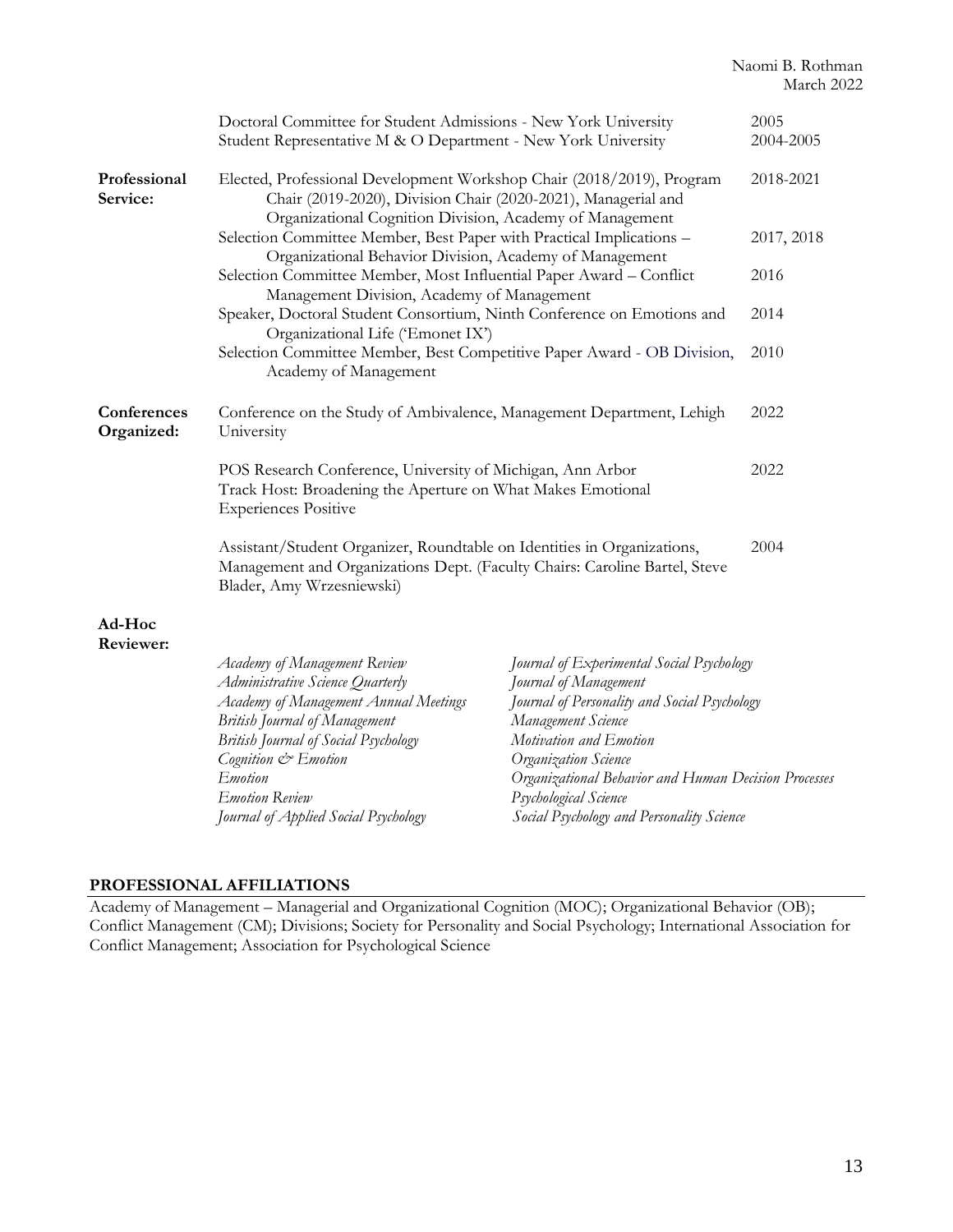| | | |
|---|---|---|
| | Doctoral Committee for Student Admissions - New York University | 2005 |
| | Student Representative M & O Department - New York University | 2004-2005 |
| **Professional Service:** | Elected, Professional Development Workshop Chair (2018/2019), Program Chair (2019-2020), Division Chair (2020-2021), Managerial and Organizational Cognition Division, Academy of Management | 2018-2021 |
| | Selection Committee Member, Best Paper with Practical Implications – Organizational Behavior Division, Academy of Management | 2017, 2018 |
| | Selection Committee Member, Most Influential Paper Award – Conflict Management Division, Academy of Management | 2016 |
| | Speaker, Doctoral Student Consortium, Ninth Conference on Emotions and Organizational Life ('Emonet IX') | 2014 |
| | Selection Committee Member, Best Competitive Paper Award - OB Division, Academy of Management | 2010 |
| **Conferences Organized:** | Conference on the Study of Ambivalence, Management Department, Lehigh University | 2022 |
| | POS Research Conference, University of Michigan, Ann Arbor<br>Track Host: Broadening the Aperture on What Makes Emotional Experiences Positive | 2022 |
| | Assistant/Student Organizer, Roundtable on Identities in Organizations, Management and Organizations Dept. (Faculty Chairs: Caroline Bartel, Steve Blader, Amy Wrzesniewski) | 2004 |

**Ad-Hoc Reviewer:**

| | |
|---|---|
| *Academy of Management Review* | *Journal of Experimental Social Psychology* |
| *Administrative Science Quarterly* | *Journal of Management* |
| *Academy of Management Annual Meetings* | *Journal of Personality and Social Psychology* |
| *British Journal of Management* | *Management Science* |
| *British Journal of Social Psychology* | *Motivation and Emotion* |
| *Cognition & Emotion* | *Organization Science* |
| *Emotion* | *Organizational Behavior and Human Decision Processes* |
| *Emotion Review* | *Psychological Science* |
| *Journal of Applied Social Psychology* | *Social Psychology and Personality Science* |

## PROFESSIONAL AFFILIATIONS

Academy of Management – Managerial and Organizational Cognition (MOC); Organizational Behavior (OB); Conflict Management (CM); Divisions; Society for Personality and Social Psychology; International Association for Conflict Management; Association for Psychological Science